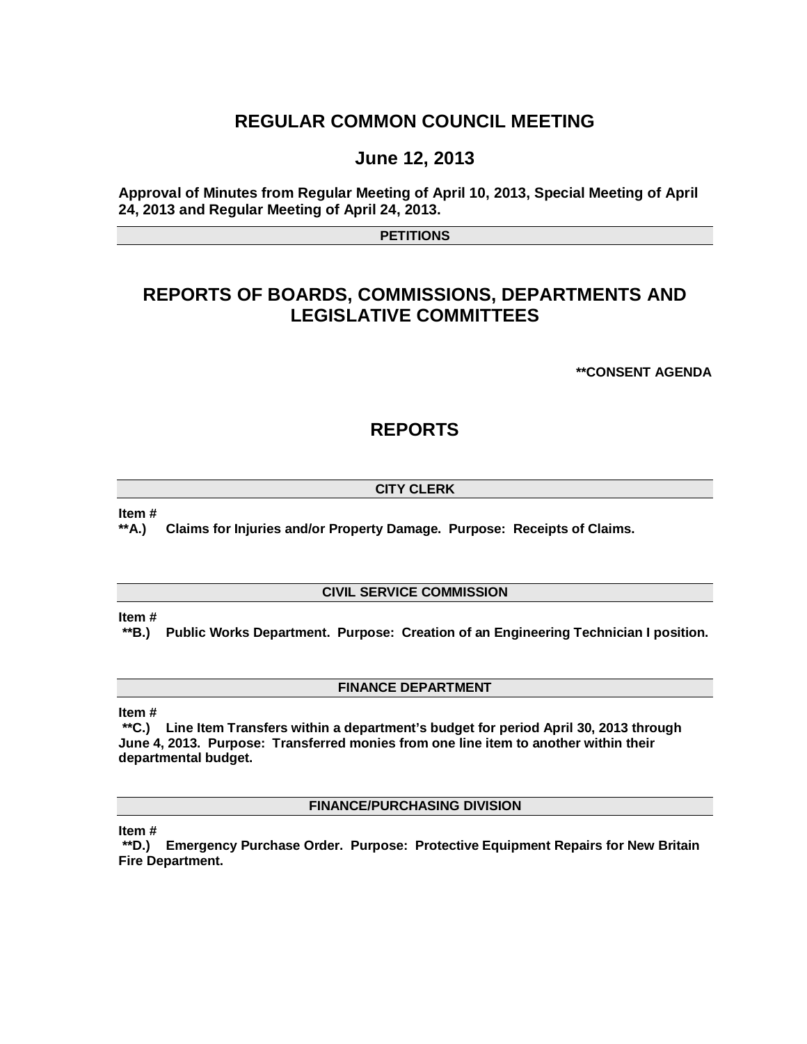# REGULAR COMMON COUNCIL MEETING

## June 12, 2013

**Approval of Minutes from Regular Meeting of April 10, 2013, Special Meeting of April 24, 2013 and Regular Meeting of April 24, 2013.**

### PETITIONS

# REPORTS OF BOARDS, COMMISSIONS, DEPARTMENTS AND LEGISLATIVE COMMITTEES

**\*\*CONSENT AGENDA**

# REPORTS

### CITY CLERK

**Item #**
**\*\*A.) Claims for Injuries and/or Property Damage. Purpose: Receipts of Claims.**

### CIVIL SERVICE COMMISSION

**Item #**
**\*\*B.) Public Works Department. Purpose: Creation of an Engineering Technician I position.**

### FINANCE DEPARTMENT

**Item #**
**\*\*C.) Line Item Transfers within a department's budget for period April 30, 2013 through June 4, 2013. Purpose: Transferred monies from one line item to another within their departmental budget.**

### FINANCE/PURCHASING DIVISION

**Item #**
**\*\*D.) Emergency Purchase Order. Purpose: Protective Equipment Repairs for New Britain Fire Department.**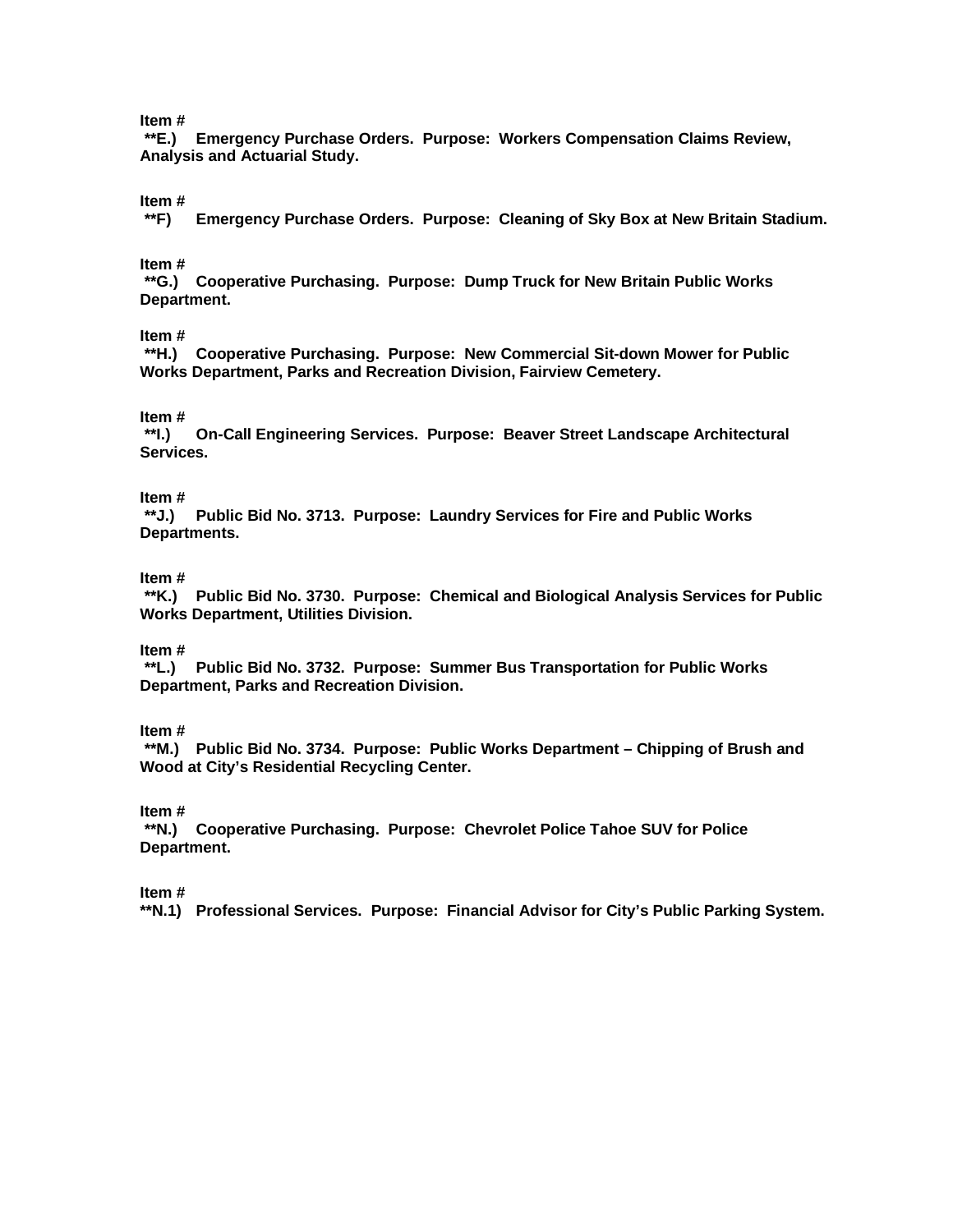**Item #**
**\*\*E.) Emergency Purchase Orders. Purpose: Workers Compensation Claims Review, Analysis and Actuarial Study.**

**Item #**
**\*\*F) Emergency Purchase Orders. Purpose: Cleaning of Sky Box at New Britain Stadium.**

**Item #**
**\*\*G.) Cooperative Purchasing. Purpose: Dump Truck for New Britain Public Works Department.**

**Item #**
**\*\*H.) Cooperative Purchasing. Purpose: New Commercial Sit-down Mower for Public Works Department, Parks and Recreation Division, Fairview Cemetery.**

**Item #**
**\*\*I.) On-Call Engineering Services. Purpose: Beaver Street Landscape Architectural Services.**

**Item #**
**\*\*J.) Public Bid No. 3713. Purpose: Laundry Services for Fire and Public Works Departments.**

**Item #**
**\*\*K.) Public Bid No. 3730. Purpose: Chemical and Biological Analysis Services for Public Works Department, Utilities Division.**

**Item #**
**\*\*L.) Public Bid No. 3732. Purpose: Summer Bus Transportation for Public Works Department, Parks and Recreation Division.**

**Item #**
**\*\*M.) Public Bid No. 3734. Purpose: Public Works Department – Chipping of Brush and Wood at City's Residential Recycling Center.**

**Item #**
**\*\*N.) Cooperative Purchasing. Purpose: Chevrolet Police Tahoe SUV for Police Department.**

**Item #**
**\*\*N.1) Professional Services. Purpose: Financial Advisor for City's Public Parking System.**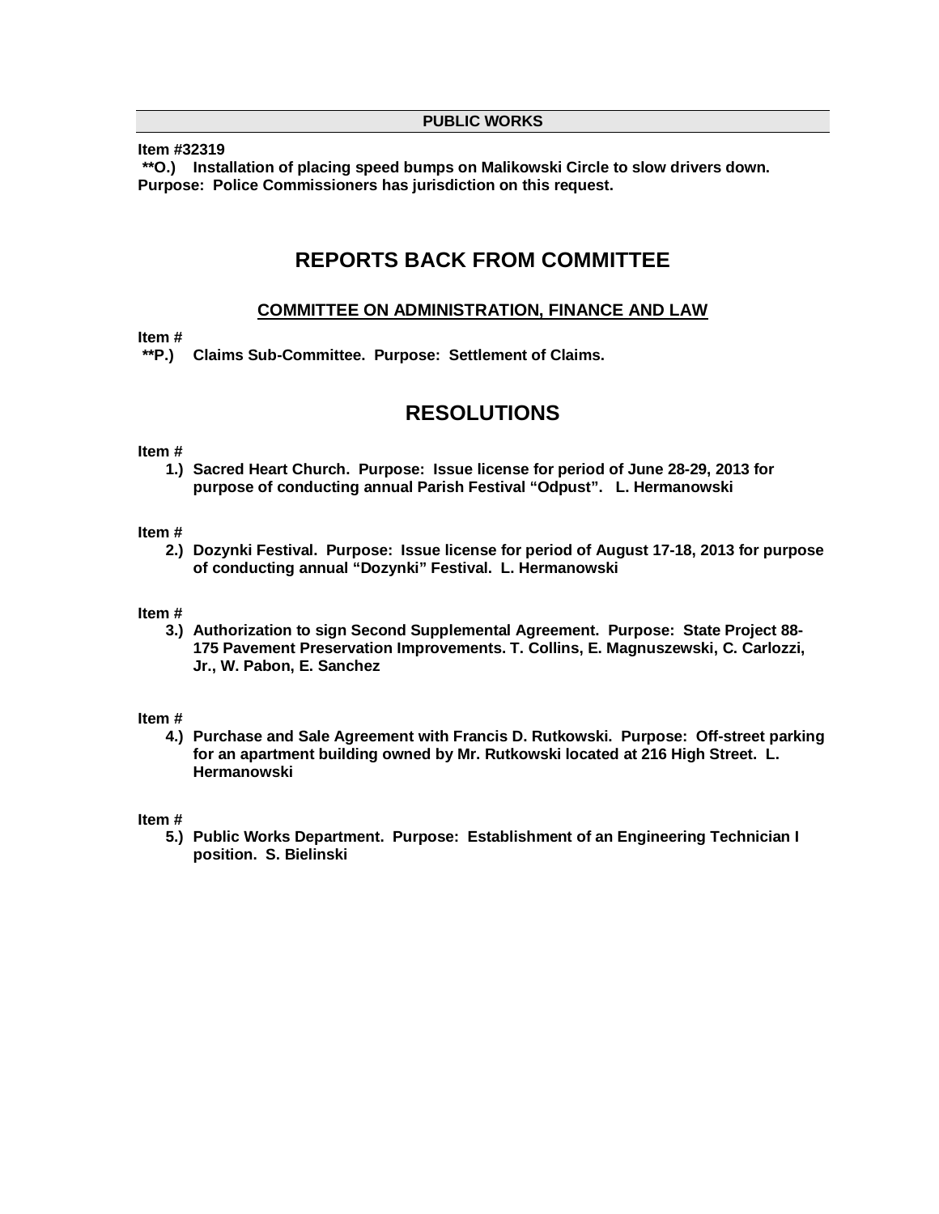**PUBLIC WORKS**

**Item #32319**
**\*\*O.) Installation of placing speed bumps on Malikowski Circle to slow drivers down.**
**Purpose: Police Commissioners has jurisdiction on this request.**

# REPORTS BACK FROM COMMITTEE

## COMMITTEE ON ADMINISTRATION, FINANCE AND LAW

**Item #**
**\*\*P.) Claims Sub-Committee. Purpose: Settlement of Claims.**

# RESOLUTIONS

**Item #**
1.) **Sacred Heart Church. Purpose: Issue license for period of June 28-29, 2013 for purpose of conducting annual Parish Festival "Odpust". L. Hermanowski**

**Item #**
2.) **Dozynki Festival. Purpose: Issue license for period of August 17-18, 2013 for purpose of conducting annual "Dozynki" Festival. L. Hermanowski**

**Item #**
3.) **Authorization to sign Second Supplemental Agreement. Purpose: State Project 88-175 Pavement Preservation Improvements. T. Collins, E. Magnuszewski, C. Carlozzi, Jr., W. Pabon, E. Sanchez**

**Item #**
4.) **Purchase and Sale Agreement with Francis D. Rutkowski. Purpose: Off-street parking for an apartment building owned by Mr. Rutkowski located at 216 High Street. L. Hermanowski**

**Item #**
5.) **Public Works Department. Purpose: Establishment of an Engineering Technician I position. S. Bielinski**